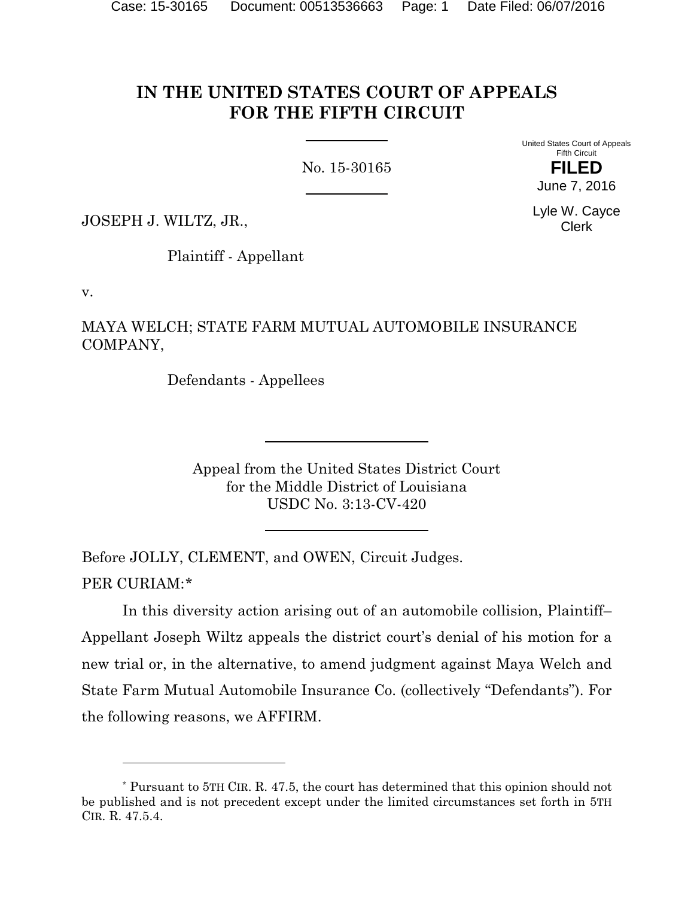# IN THE UNITED STATES COURT OF APPEALS FOR THE FIFTH CIRCUIT

No. 15-30165

United States Court of Appeals
Fifth Circuit

**FILED**

June 7, 2016

Lyle W. Cayce
Clerk

JOSEPH J. WILTZ, JR.,

Plaintiff - Appellant

v.

MAYA WELCH; STATE FARM MUTUAL AUTOMOBILE INSURANCE COMPANY,

Defendants - Appellees

Appeal from the United States District Court
for the Middle District of Louisiana
USDC No. 3:13-CV-420

Before JOLLY, CLEMENT, and OWEN, Circuit Judges.

PER CURIAM:*

In this diversity action arising out of an automobile collision, Plaintiff–Appellant Joseph Wiltz appeals the district court's denial of his motion for a new trial or, in the alternative, to amend judgment against Maya Welch and State Farm Mutual Automobile Insurance Co. (collectively "Defendants"). For the following reasons, we AFFIRM.

---

* Pursuant to 5TH CIR. R. 47.5, the court has determined that this opinion should not be published and is not precedent except under the limited circumstances set forth in 5TH CIR. R. 47.5.4.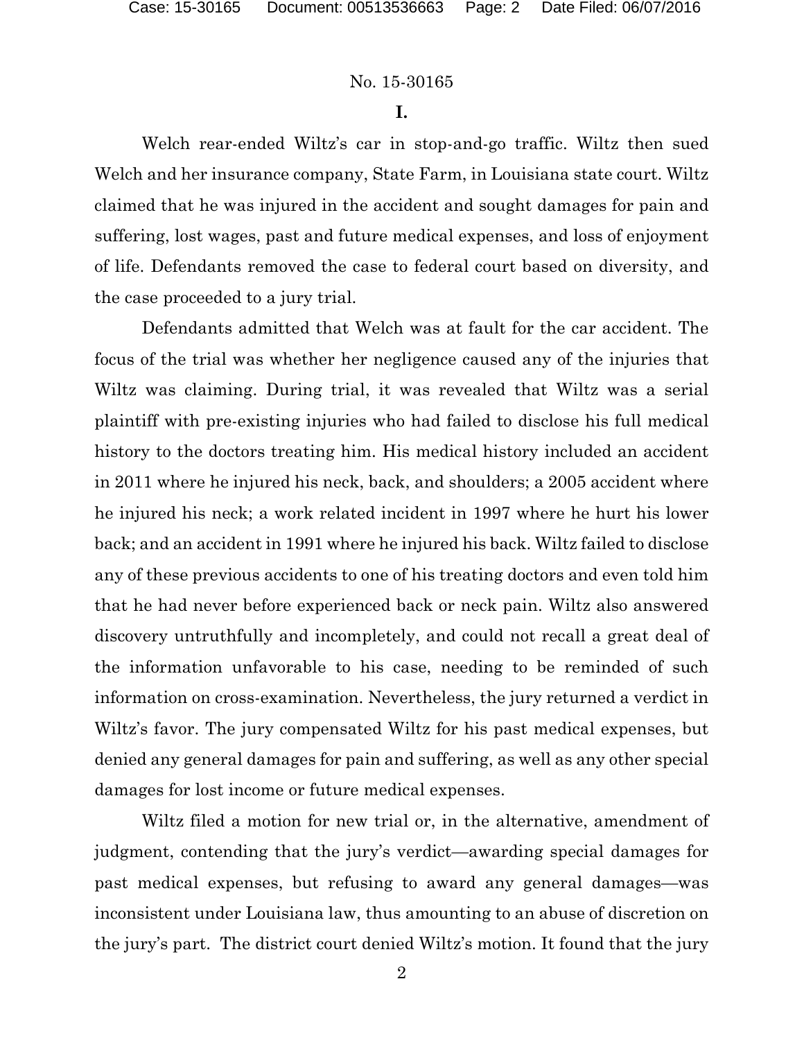## I.

Welch rear-ended Wiltz's car in stop-and-go traffic. Wiltz then sued Welch and her insurance company, State Farm, in Louisiana state court. Wiltz claimed that he was injured in the accident and sought damages for pain and suffering, lost wages, past and future medical expenses, and loss of enjoyment of life. Defendants removed the case to federal court based on diversity, and the case proceeded to a jury trial.

Defendants admitted that Welch was at fault for the car accident. The focus of the trial was whether her negligence caused any of the injuries that Wiltz was claiming. During trial, it was revealed that Wiltz was a serial plaintiff with pre-existing injuries who had failed to disclose his full medical history to the doctors treating him. His medical history included an accident in 2011 where he injured his neck, back, and shoulders; a 2005 accident where he injured his neck; a work related incident in 1997 where he hurt his lower back; and an accident in 1991 where he injured his back. Wiltz failed to disclose any of these previous accidents to one of his treating doctors and even told him that he had never before experienced back or neck pain. Wiltz also answered discovery untruthfully and incompletely, and could not recall a great deal of the information unfavorable to his case, needing to be reminded of such information on cross-examination. Nevertheless, the jury returned a verdict in Wiltz's favor. The jury compensated Wiltz for his past medical expenses, but denied any general damages for pain and suffering, as well as any other special damages for lost income or future medical expenses.

Wiltz filed a motion for new trial or, in the alternative, amendment of judgment, contending that the jury's verdict—awarding special damages for past medical expenses, but refusing to award any general damages—was inconsistent under Louisiana law, thus amounting to an abuse of discretion on the jury's part. The district court denied Wiltz's motion. It found that the jury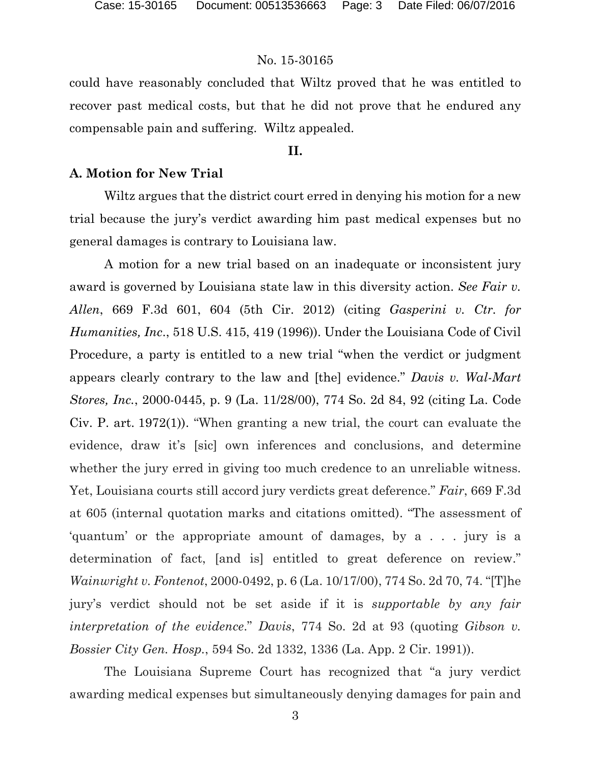could have reasonably concluded that Wiltz proved that he was entitled to recover past medical costs, but that he did not prove that he endured any compensable pain and suffering. Wiltz appealed.

## II.

### A. Motion for New Trial

Wiltz argues that the district court erred in denying his motion for a new trial because the jury's verdict awarding him past medical expenses but no general damages is contrary to Louisiana law.

A motion for a new trial based on an inadequate or inconsistent jury award is governed by Louisiana state law in this diversity action. *See Fair v. Allen*, 669 F.3d 601, 604 (5th Cir. 2012) (citing *Gasperini v. Ctr. for Humanities, Inc.*, 518 U.S. 415, 419 (1996)). Under the Louisiana Code of Civil Procedure, a party is entitled to a new trial "when the verdict or judgment appears clearly contrary to the law and [the] evidence." *Davis v. Wal-Mart Stores, Inc.*, 2000-0445, p. 9 (La. 11/28/00), 774 So. 2d 84, 92 (citing La. Code Civ. P. art. 1972(1)). "When granting a new trial, the court can evaluate the evidence, draw it's [sic] own inferences and conclusions, and determine whether the jury erred in giving too much credence to an unreliable witness. Yet, Louisiana courts still accord jury verdicts great deference." *Fair*, 669 F.3d at 605 (internal quotation marks and citations omitted). "The assessment of 'quantum' or the appropriate amount of damages, by a . . . jury is a determination of fact, [and is] entitled to great deference on review." *Wainwright v. Fontenot*, 2000-0492, p. 6 (La. 10/17/00), 774 So. 2d 70, 74. "[T]he jury's verdict should not be set aside if it is *supportable by any fair interpretation of the evidence*." *Davis*, 774 So. 2d at 93 (quoting *Gibson v. Bossier City Gen. Hosp.*, 594 So. 2d 1332, 1336 (La. App. 2 Cir. 1991)).

The Louisiana Supreme Court has recognized that "a jury verdict awarding medical expenses but simultaneously denying damages for pain and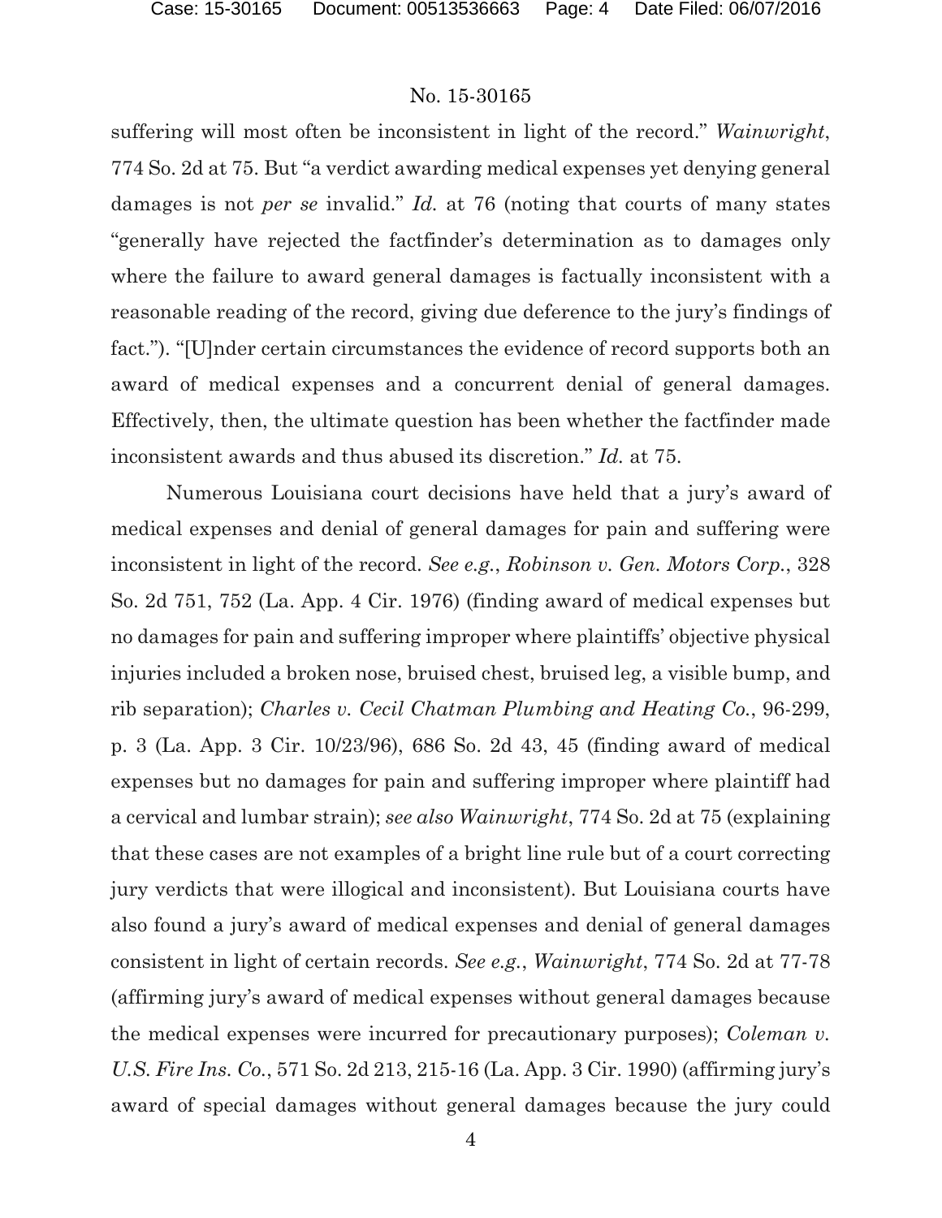suffering will most often be inconsistent in light of the record." *Wainwright*, 774 So. 2d at 75. But "a verdict awarding medical expenses yet denying general damages is not *per se* invalid." *Id.* at 76 (noting that courts of many states "generally have rejected the factfinder's determination as to damages only where the failure to award general damages is factually inconsistent with a reasonable reading of the record, giving due deference to the jury's findings of fact."). "[U]nder certain circumstances the evidence of record supports both an award of medical expenses and a concurrent denial of general damages. Effectively, then, the ultimate question has been whether the factfinder made inconsistent awards and thus abused its discretion." *Id.* at 75.

Numerous Louisiana court decisions have held that a jury's award of medical expenses and denial of general damages for pain and suffering were inconsistent in light of the record. *See e.g.*, *Robinson v. Gen. Motors Corp.*, 328 So. 2d 751, 752 (La. App. 4 Cir. 1976) (finding award of medical expenses but no damages for pain and suffering improper where plaintiffs' objective physical injuries included a broken nose, bruised chest, bruised leg, a visible bump, and rib separation); *Charles v. Cecil Chatman Plumbing and Heating Co.*, 96-299, p. 3 (La. App. 3 Cir. 10/23/96), 686 So. 2d 43, 45 (finding award of medical expenses but no damages for pain and suffering improper where plaintiff had a cervical and lumbar strain); *see also Wainwright*, 774 So. 2d at 75 (explaining that these cases are not examples of a bright line rule but of a court correcting jury verdicts that were illogical and inconsistent). But Louisiana courts have also found a jury's award of medical expenses and denial of general damages consistent in light of certain records. *See e.g.*, *Wainwright*, 774 So. 2d at 77-78 (affirming jury's award of medical expenses without general damages because the medical expenses were incurred for precautionary purposes); *Coleman v. U.S. Fire Ins. Co.*, 571 So. 2d 213, 215-16 (La. App. 3 Cir. 1990) (affirming jury's award of special damages without general damages because the jury could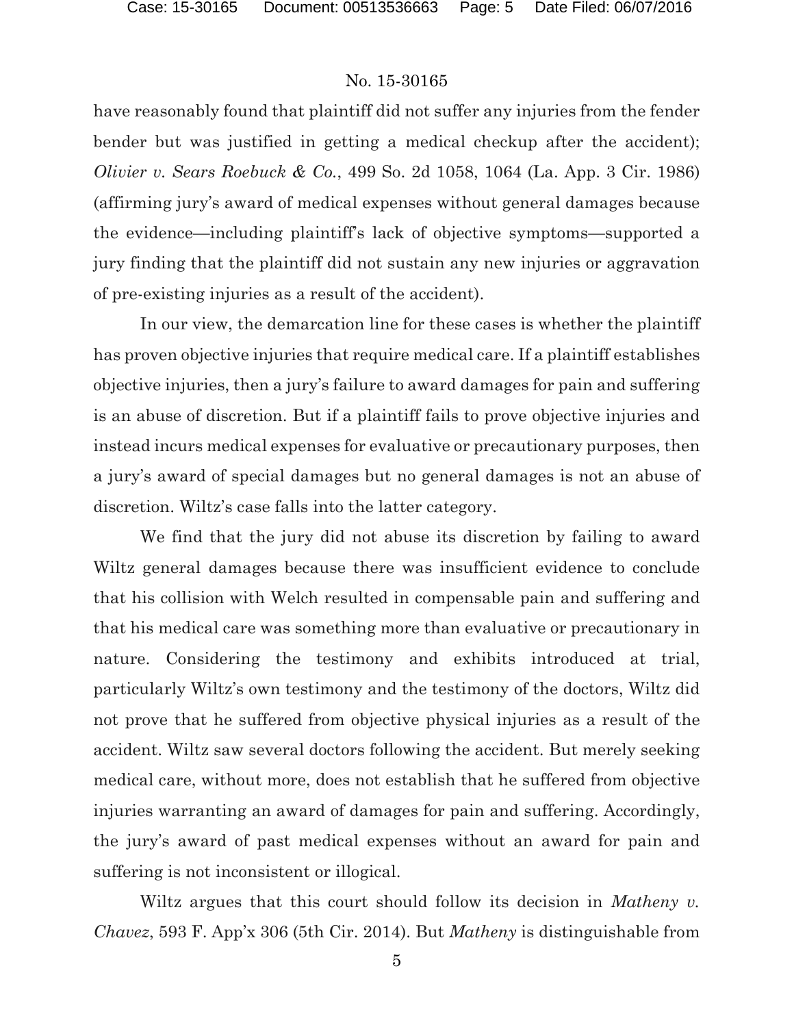have reasonably found that plaintiff did not suffer any injuries from the fender bender but was justified in getting a medical checkup after the accident); *Olivier v. Sears Roebuck & Co.*, 499 So. 2d 1058, 1064 (La. App. 3 Cir. 1986) (affirming jury's award of medical expenses without general damages because the evidence—including plaintiff's lack of objective symptoms—supported a jury finding that the plaintiff did not sustain any new injuries or aggravation of pre-existing injuries as a result of the accident).

In our view, the demarcation line for these cases is whether the plaintiff has proven objective injuries that require medical care. If a plaintiff establishes objective injuries, then a jury's failure to award damages for pain and suffering is an abuse of discretion. But if a plaintiff fails to prove objective injuries and instead incurs medical expenses for evaluative or precautionary purposes, then a jury's award of special damages but no general damages is not an abuse of discretion. Wiltz's case falls into the latter category.

We find that the jury did not abuse its discretion by failing to award Wiltz general damages because there was insufficient evidence to conclude that his collision with Welch resulted in compensable pain and suffering and that his medical care was something more than evaluative or precautionary in nature. Considering the testimony and exhibits introduced at trial, particularly Wiltz's own testimony and the testimony of the doctors, Wiltz did not prove that he suffered from objective physical injuries as a result of the accident. Wiltz saw several doctors following the accident. But merely seeking medical care, without more, does not establish that he suffered from objective injuries warranting an award of damages for pain and suffering. Accordingly, the jury's award of past medical expenses without an award for pain and suffering is not inconsistent or illogical.

Wiltz argues that this court should follow its decision in *Matheny v. Chavez*, 593 F. App'x 306 (5th Cir. 2014). But *Matheny* is distinguishable from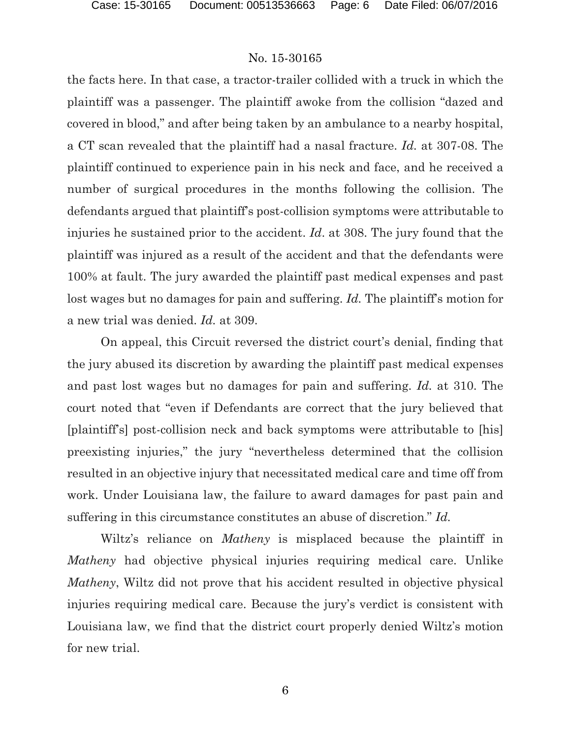the facts here. In that case, a tractor-trailer collided with a truck in which the plaintiff was a passenger. The plaintiff awoke from the collision "dazed and covered in blood," and after being taken by an ambulance to a nearby hospital, a CT scan revealed that the plaintiff had a nasal fracture. *Id.* at 307-08. The plaintiff continued to experience pain in his neck and face, and he received a number of surgical procedures in the months following the collision. The defendants argued that plaintiff's post-collision symptoms were attributable to injuries he sustained prior to the accident. *Id*. at 308. The jury found that the plaintiff was injured as a result of the accident and that the defendants were 100% at fault. The jury awarded the plaintiff past medical expenses and past lost wages but no damages for pain and suffering. *Id.* The plaintiff's motion for a new trial was denied. *Id.* at 309.

On appeal, this Circuit reversed the district court's denial, finding that the jury abused its discretion by awarding the plaintiff past medical expenses and past lost wages but no damages for pain and suffering. *Id.* at 310. The court noted that "even if Defendants are correct that the jury believed that [plaintiff's] post-collision neck and back symptoms were attributable to [his] preexisting injuries," the jury "nevertheless determined that the collision resulted in an objective injury that necessitated medical care and time off from work. Under Louisiana law, the failure to award damages for past pain and suffering in this circumstance constitutes an abuse of discretion." *Id.*

Wiltz's reliance on *Matheny* is misplaced because the plaintiff in *Matheny* had objective physical injuries requiring medical care. Unlike *Matheny*, Wiltz did not prove that his accident resulted in objective physical injuries requiring medical care. Because the jury's verdict is consistent with Louisiana law, we find that the district court properly denied Wiltz's motion for new trial.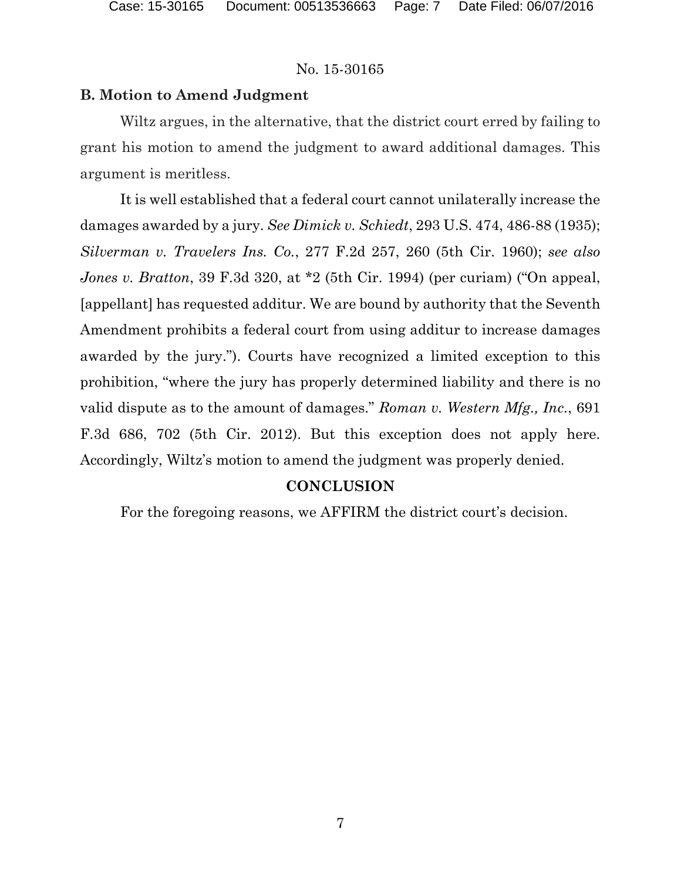### B. Motion to Amend Judgment

Wiltz argues, in the alternative, that the district court erred by failing to grant his motion to amend the judgment to award additional damages. This argument is meritless.

It is well established that a federal court cannot unilaterally increase the damages awarded by a jury. *See Dimick v. Schiedt*, 293 U.S. 474, 486-88 (1935); *Silverman v. Travelers Ins. Co.*, 277 F.2d 257, 260 (5th Cir. 1960); *see also Jones v. Bratton*, 39 F.3d 320, at *2 (5th Cir. 1994) (per curiam) ("On appeal, [appellant] has requested additur. We are bound by authority that the Seventh Amendment prohibits a federal court from using additur to increase damages awarded by the jury."). Courts have recognized a limited exception to this prohibition, "where the jury has properly determined liability and there is no valid dispute as to the amount of damages." *Roman v. Western Mfg., Inc.*, 691 F.3d 686, 702 (5th Cir. 2012). But this exception does not apply here. Accordingly, Wiltz's motion to amend the judgment was properly denied.

## CONCLUSION

For the foregoing reasons, we AFFIRM the district court's decision.